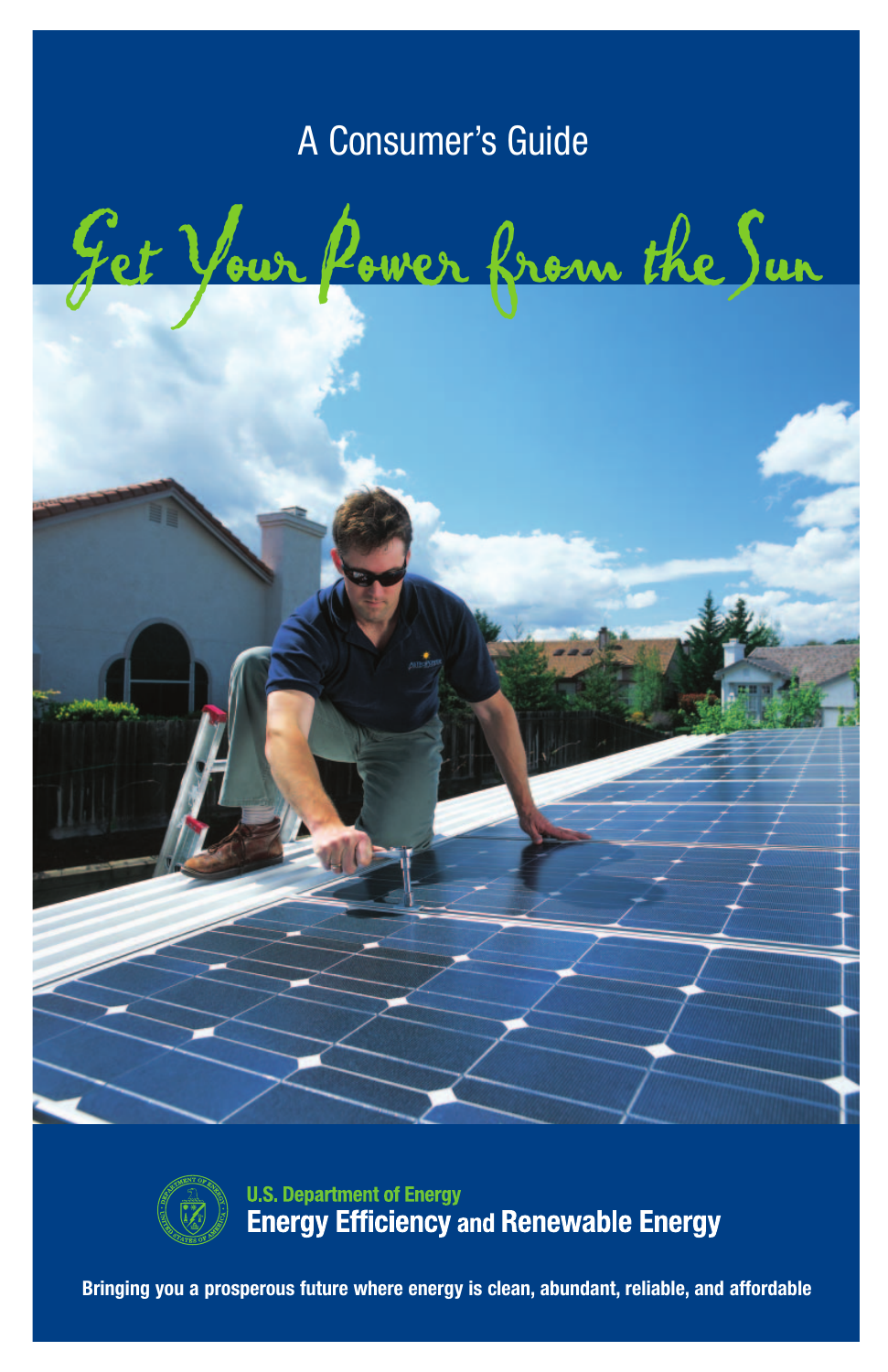A Consumer's Guide

# Get Your Power from the Sun

**U.S. Department of Energy**

**Energy Efficiency and Renewable Energy**

**Bringing you a prosperous future where energy is clean, abundant, reliable, and affordable**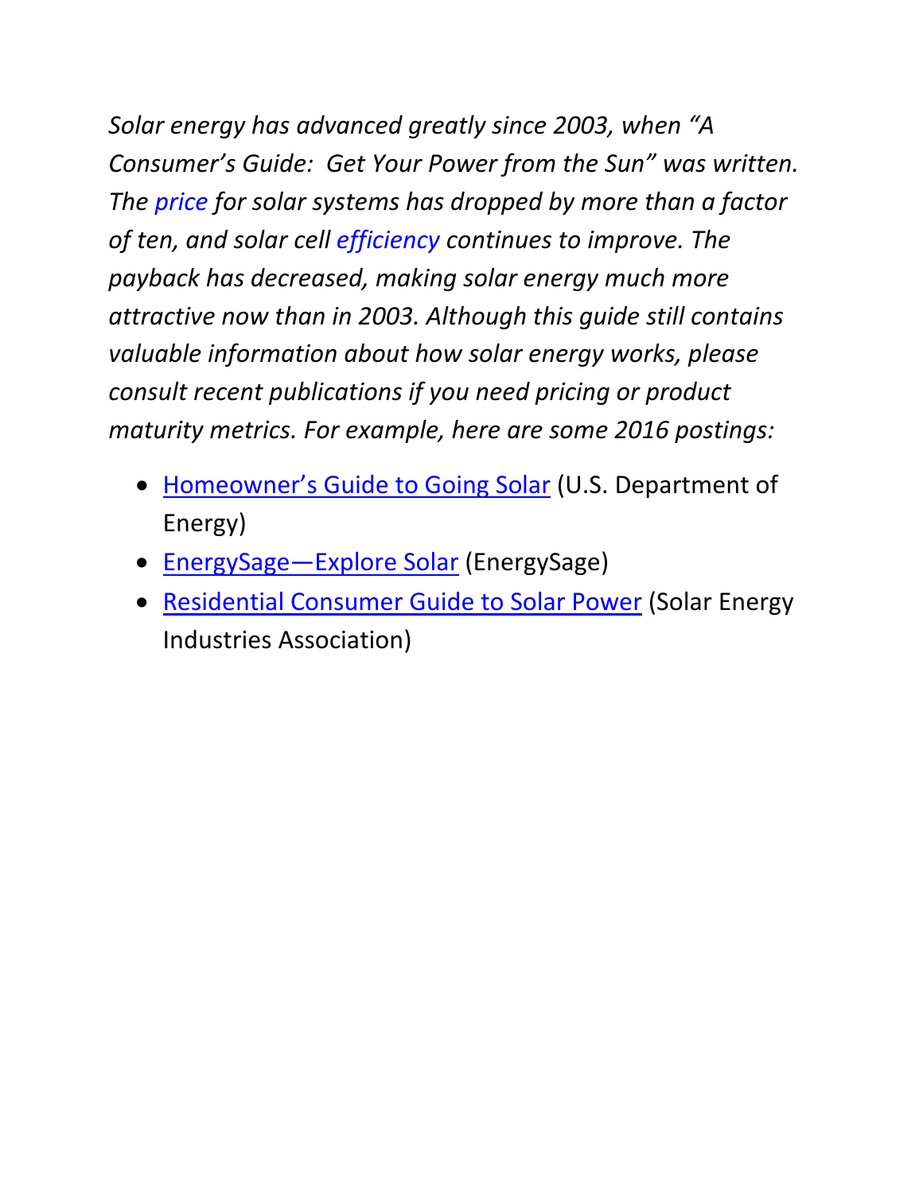*Solar energy has advanced greatly since 2003, when "A Consumer's Guide: Get Your Power from the Sun" was written. The price for solar systems has dropped by more than a factor of ten, and solar cell efficiency continues to improve. The payback has decreased, making solar energy much more attractive now than in 2003. Although this guide still contains valuable information about how solar energy works, please consult recent publications if you need pricing or product maturity metrics. For example, here are some 2016 postings:*

- Homeowner's Guide to Going Solar (U.S. Department of Energy)
- EnergySage—Explore Solar (EnergySage)
- Residential Consumer Guide to Solar Power (Solar Energy Industries Association)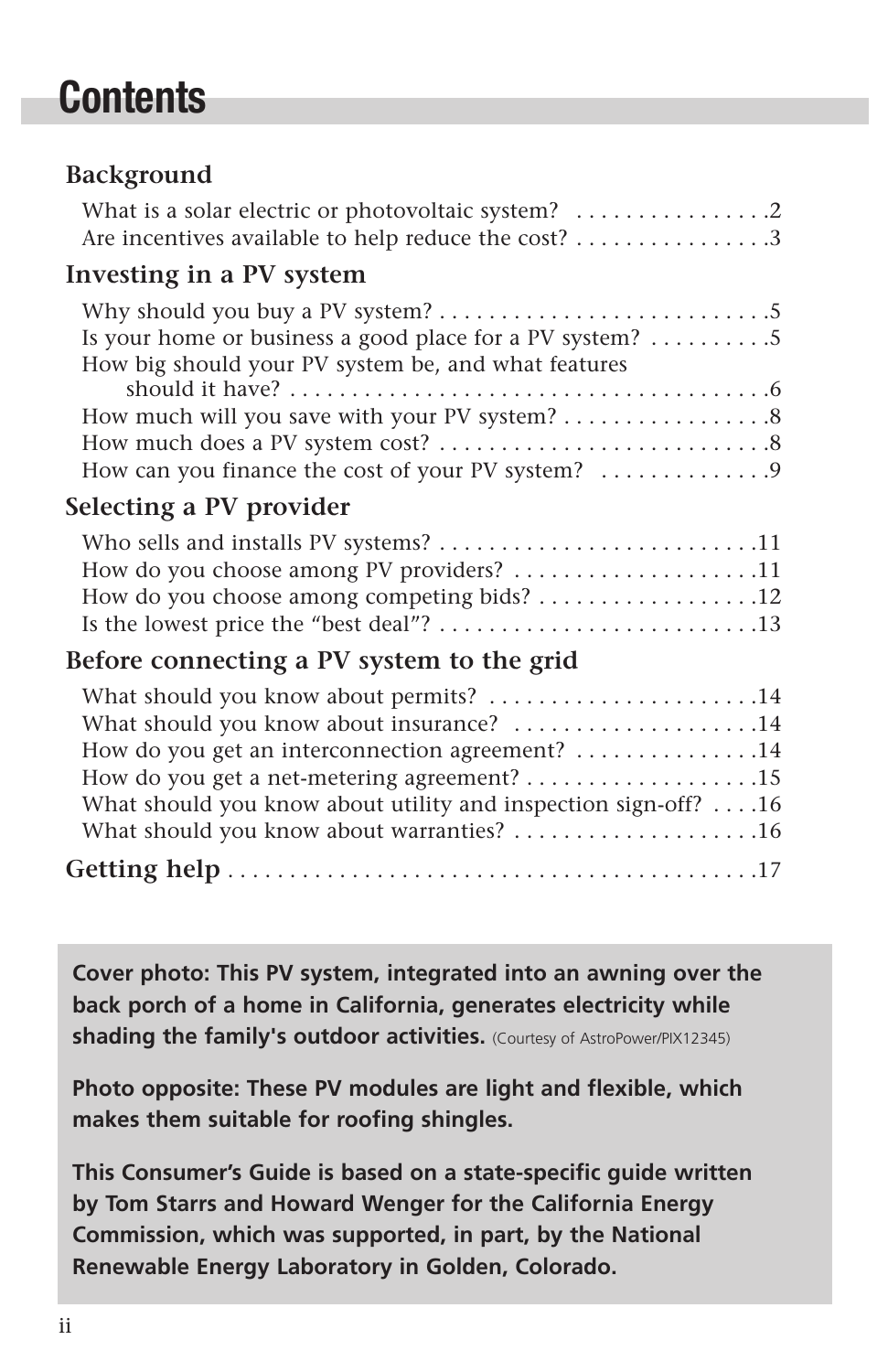# Contents

## Background

What is a solar electric or photovoltaic system? . . . . . . . . . . . . . . . . 2
Are incentives available to help reduce the cost? . . . . . . . . . . . . . . . . 3

## Investing in a PV system

Why should you buy a PV system? . . . . . . . . . . . . . . . . . . . . . . . . . . . 5
Is your home or business a good place for a PV system? . . . . . . . . . . 5
How big should your PV system be, and what features should it have? . . . . . . . . . . . . . . . . . . . . . . . . . . . . . . . . . . . . . . . 6
How much will you save with your PV system? . . . . . . . . . . . . . . . . . 8
How much does a PV system cost? . . . . . . . . . . . . . . . . . . . . . . . . . . . 8
How can you finance the cost of your PV system? . . . . . . . . . . . . . . 9

## Selecting a PV provider

Who sells and installs PV systems? . . . . . . . . . . . . . . . . . . . . . . . . . . 11
How do you choose among PV providers? . . . . . . . . . . . . . . . . . . . . 11
How do you choose among competing bids? . . . . . . . . . . . . . . . . . . 12
Is the lowest price the “best deal”? . . . . . . . . . . . . . . . . . . . . . . . . . . 13

## Before connecting a PV system to the grid

What should you know about permits? . . . . . . . . . . . . . . . . . . . . . . 14
What should you know about insurance? . . . . . . . . . . . . . . . . . . . . 14
How do you get an interconnection agreement? . . . . . . . . . . . . . . . 14
How do you get a net-metering agreement? . . . . . . . . . . . . . . . . . . . 15
What should you know about utility and inspection sign-off? . . . . 16
What should you know about warranties? . . . . . . . . . . . . . . . . . . . . 16

## Getting help . . . . . . . . . . . . . . . . . . . . . . . . . . . . . . . . . . . . . . . . . . 17

**Cover photo: This PV system, integrated into an awning over the back porch of a home in California, generates electricity while shading the family's outdoor activities.** (Courtesy of AstroPower/PIX12345)

**Photo opposite: These PV modules are light and flexible, which makes them suitable for roofing shingles.**

**This Consumer’s Guide is based on a state-specific guide written by Tom Starrs and Howard Wenger for the California Energy Commission, which was supported, in part, by the National Renewable Energy Laboratory in Golden, Colorado.**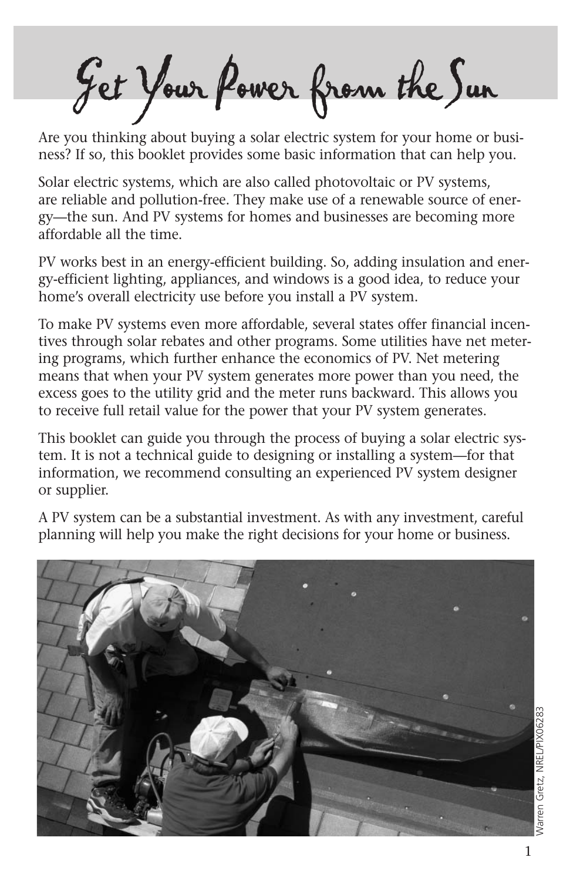# Get Your Power from the Sun

Are you thinking about buying a solar electric system for your home or business? If so, this booklet provides some basic information that can help you.

Solar electric systems, which are also called photovoltaic or PV systems, are reliable and pollution-free. They make use of a renewable source of energy—the sun. And PV systems for homes and businesses are becoming more affordable all the time.

PV works best in an energy-efficient building. So, adding insulation and energy-efficient lighting, appliances, and windows is a good idea, to reduce your home's overall electricity use before you install a PV system.

To make PV systems even more affordable, several states offer financial incentives through solar rebates and other programs. Some utilities have net metering programs, which further enhance the economics of PV. Net metering means that when your PV system generates more power than you need, the excess goes to the utility grid and the meter runs backward. This allows you to receive full retail value for the power that your PV system generates.

This booklet can guide you through the process of buying a solar electric system. It is not a technical guide to designing or installing a system—for that information, we recommend consulting an experienced PV system designer or supplier.

A PV system can be a substantial investment. As with any investment, careful planning will help you make the right decisions for your home or business.

Warren Gretz, NREL/PIX06283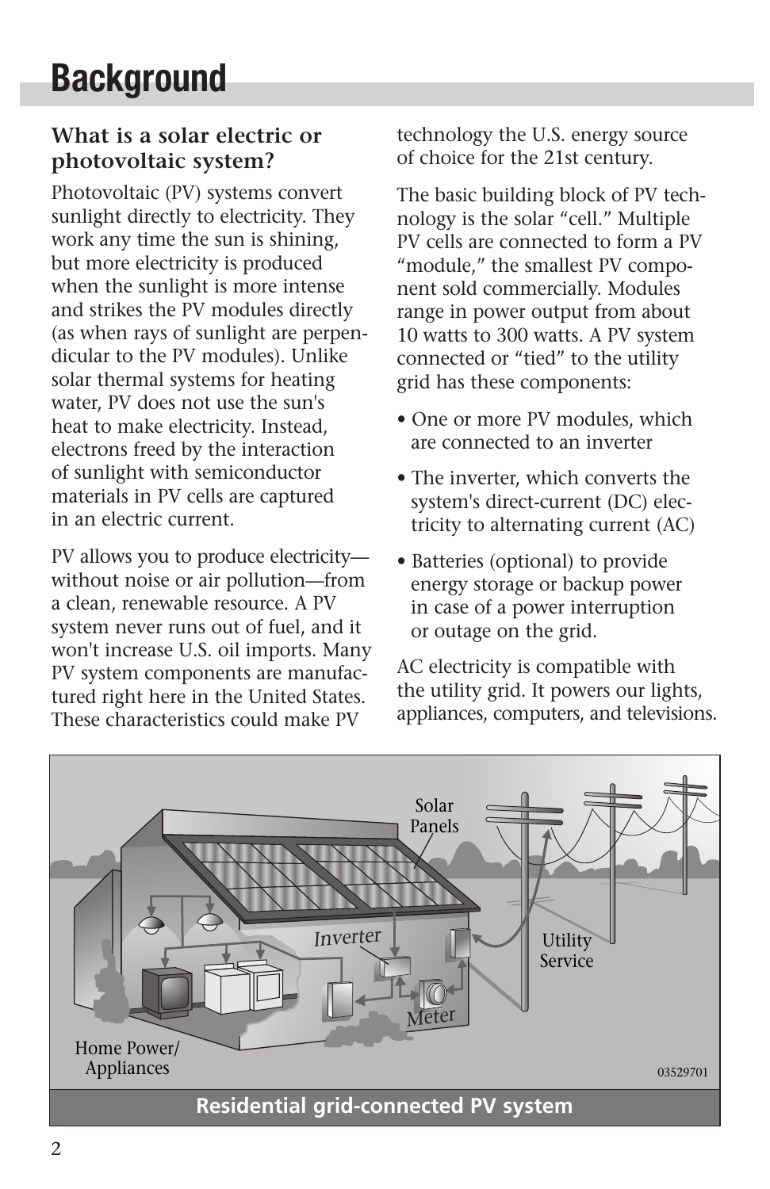# Background

## What is a solar electric or photovoltaic system?

Photovoltaic (PV) systems convert sunlight directly to electricity. They work any time the sun is shining, but more electricity is produced when the sunlight is more intense and strikes the PV modules directly (as when rays of sunlight are perpendicular to the PV modules). Unlike solar thermal systems for heating water, PV does not use the sun's heat to make electricity. Instead, electrons freed by the interaction of sunlight with semiconductor materials in PV cells are captured in an electric current.

PV allows you to produce electricity—without noise or air pollution—from a clean, renewable resource. A PV system never runs out of fuel, and it won't increase U.S. oil imports. Many PV system components are manufactured right here in the United States. These characteristics could make PV technology the U.S. energy source of choice for the 21st century.

The basic building block of PV technology is the solar "cell." Multiple PV cells are connected to form a PV "module," the smallest PV component sold commercially. Modules range in power output from about 10 watts to 300 watts. A PV system connected or "tied" to the utility grid has these components:

- One or more PV modules, which are connected to an inverter
- The inverter, which converts the system's direct-current (DC) electricity to alternating current (AC)
- Batteries (optional) to provide energy storage or backup power in case of a power interruption or outage on the grid.

AC electricity is compatible with the utility grid. It powers our lights, appliances, computers, and televisions.

Solar Panels

Inverter

Utility Service

Meter

Home Power/ Appliances

03529701

**Residential grid-connected PV system**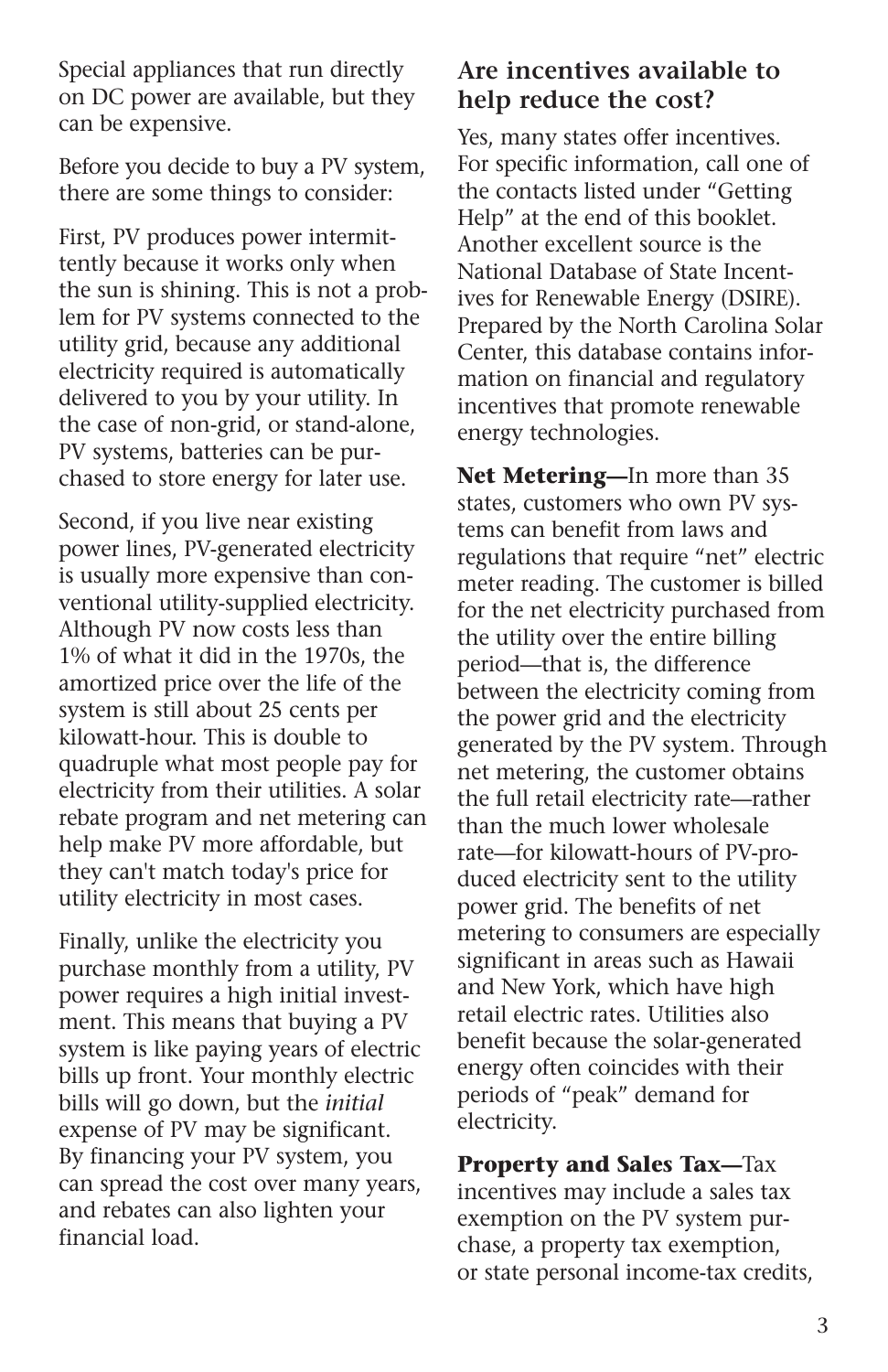Special appliances that run directly on DC power are available, but they can be expensive.

Before you decide to buy a PV system, there are some things to consider:

First, PV produces power intermittently because it works only when the sun is shining. This is not a problem for PV systems connected to the utility grid, because any additional electricity required is automatically delivered to you by your utility. In the case of non-grid, or stand-alone, PV systems, batteries can be purchased to store energy for later use.

Second, if you live near existing power lines, PV-generated electricity is usually more expensive than conventional utility-supplied electricity. Although PV now costs less than 1% of what it did in the 1970s, the amortized price over the life of the system is still about 25 cents per kilowatt-hour. This is double to quadruple what most people pay for electricity from their utilities. A solar rebate program and net metering can help make PV more affordable, but they can't match today's price for utility electricity in most cases.

Finally, unlike the electricity you purchase monthly from a utility, PV power requires a high initial investment. This means that buying a PV system is like paying years of electric bills up front. Your monthly electric bills will go down, but the *initial* expense of PV may be significant. By financing your PV system, you can spread the cost over many years, and rebates can also lighten your financial load.

## Are incentives available to help reduce the cost?

Yes, many states offer incentives. For specific information, call one of the contacts listed under "Getting Help" at the end of this booklet. Another excellent source is the National Database of State Incentives for Renewable Energy (DSIRE). Prepared by the North Carolina Solar Center, this database contains information on financial and regulatory incentives that promote renewable energy technologies.

**Net Metering—**In more than 35 states, customers who own PV systems can benefit from laws and regulations that require "net" electric meter reading. The customer is billed for the net electricity purchased from the utility over the entire billing period—that is, the difference between the electricity coming from the power grid and the electricity generated by the PV system. Through net metering, the customer obtains the full retail electricity rate—rather than the much lower wholesale rate—for kilowatt-hours of PV-produced electricity sent to the utility power grid. The benefits of net metering to consumers are especially significant in areas such as Hawaii and New York, which have high retail electric rates. Utilities also benefit because the solar-generated energy often coincides with their periods of "peak" demand for electricity.

**Property and Sales Tax—**Tax incentives may include a sales tax exemption on the PV system purchase, a property tax exemption, or state personal income-tax credits,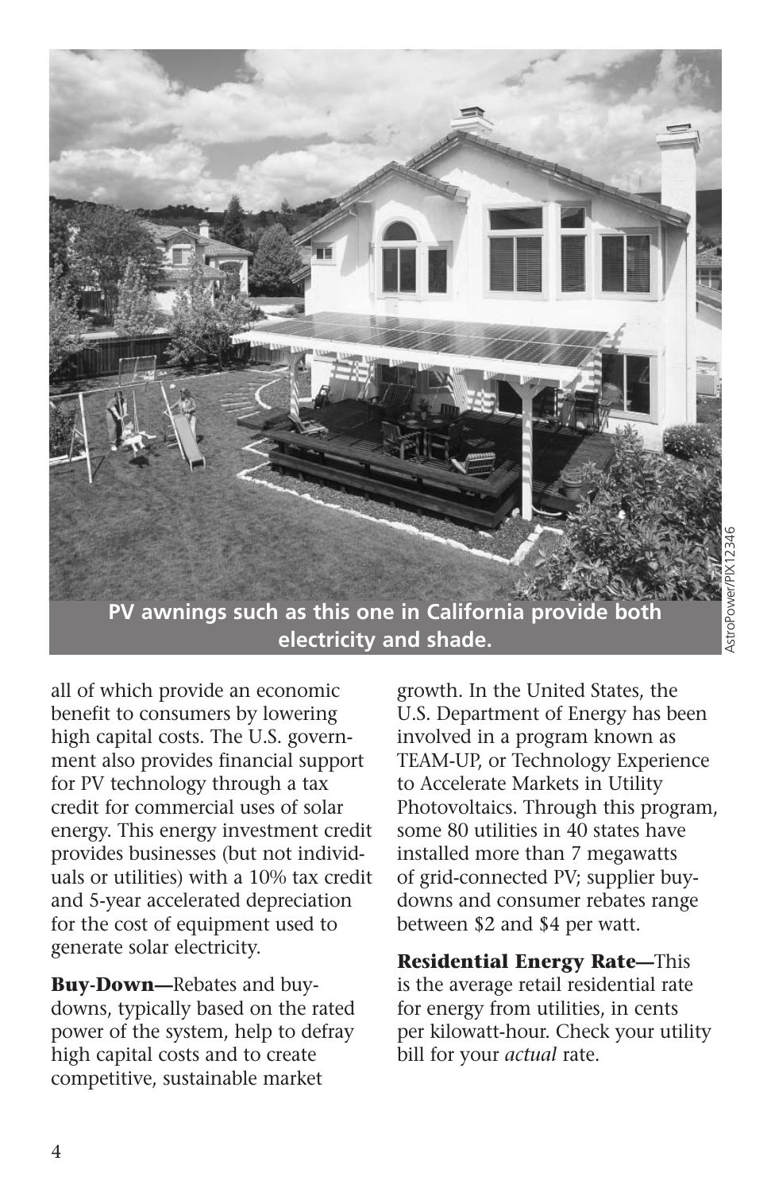PV awnings such as this one in California provide both electricity and shade.

AstroPower/PIX12346

all of which provide an economic benefit to consumers by lowering high capital costs. The U.S. government also provides financial support for PV technology through a tax credit for commercial uses of solar energy. This energy investment credit provides businesses (but not individuals or utilities) with a 10% tax credit and 5-year accelerated depreciation for the cost of equipment used to generate solar electricity.

**Buy-Down—**Rebates and buy-downs, typically based on the rated power of the system, help to defray high capital costs and to create competitive, sustainable market growth. In the United States, the U.S. Department of Energy has been involved in a program known as TEAM-UP, or Technology Experience to Accelerate Markets in Utility Photovoltaics. Through this program, some 80 utilities in 40 states have installed more than 7 megawatts of grid-connected PV; supplier buy-downs and consumer rebates range between $2 and $4 per watt.

**Residential Energy Rate—**This is the average retail residential rate for energy from utilities, in cents per kilowatt-hour. Check your utility bill for your *actual* rate.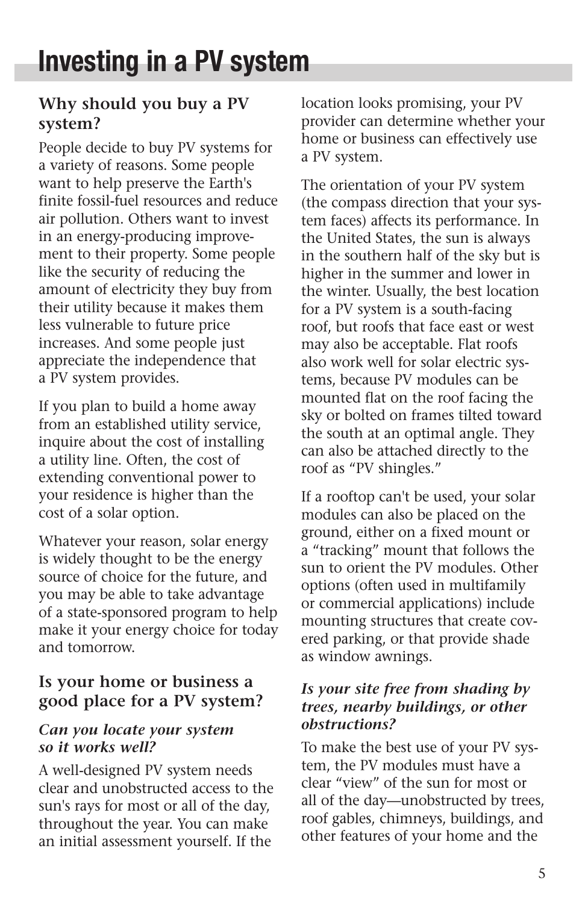# Investing in a PV system

## Why should you buy a PV system?

People decide to buy PV systems for a variety of reasons. Some people want to help preserve the Earth's finite fossil-fuel resources and reduce air pollution. Others want to invest in an energy-producing improvement to their property. Some people like the security of reducing the amount of electricity they buy from their utility because it makes them less vulnerable to future price increases. And some people just appreciate the independence that a PV system provides.

If you plan to build a home away from an established utility service, inquire about the cost of installing a utility line. Often, the cost of extending conventional power to your residence is higher than the cost of a solar option.

Whatever your reason, solar energy is widely thought to be the energy source of choice for the future, and you may be able to take advantage of a state-sponsored program to help make it your energy choice for today and tomorrow.

## Is your home or business a good place for a PV system?

### *Can you locate your system so it works well?*

A well-designed PV system needs clear and unobstructed access to the sun's rays for most or all of the day, throughout the year. You can make an initial assessment yourself. If the location looks promising, your PV provider can determine whether your home or business can effectively use a PV system.

The orientation of your PV system (the compass direction that your system faces) affects its performance. In the United States, the sun is always in the southern half of the sky but is higher in the summer and lower in the winter. Usually, the best location for a PV system is a south-facing roof, but roofs that face east or west may also be acceptable. Flat roofs also work well for solar electric systems, because PV modules can be mounted flat on the roof facing the sky or bolted on frames tilted toward the south at an optimal angle. They can also be attached directly to the roof as "PV shingles."

If a rooftop can't be used, your solar modules can also be placed on the ground, either on a fixed mount or a "tracking" mount that follows the sun to orient the PV modules. Other options (often used in multifamily or commercial applications) include mounting structures that create covered parking, or that provide shade as window awnings.

### *Is your site free from shading by trees, nearby buildings, or other obstructions?*

To make the best use of your PV system, the PV modules must have a clear "view" of the sun for most or all of the day—unobstructed by trees, roof gables, chimneys, buildings, and other features of your home and the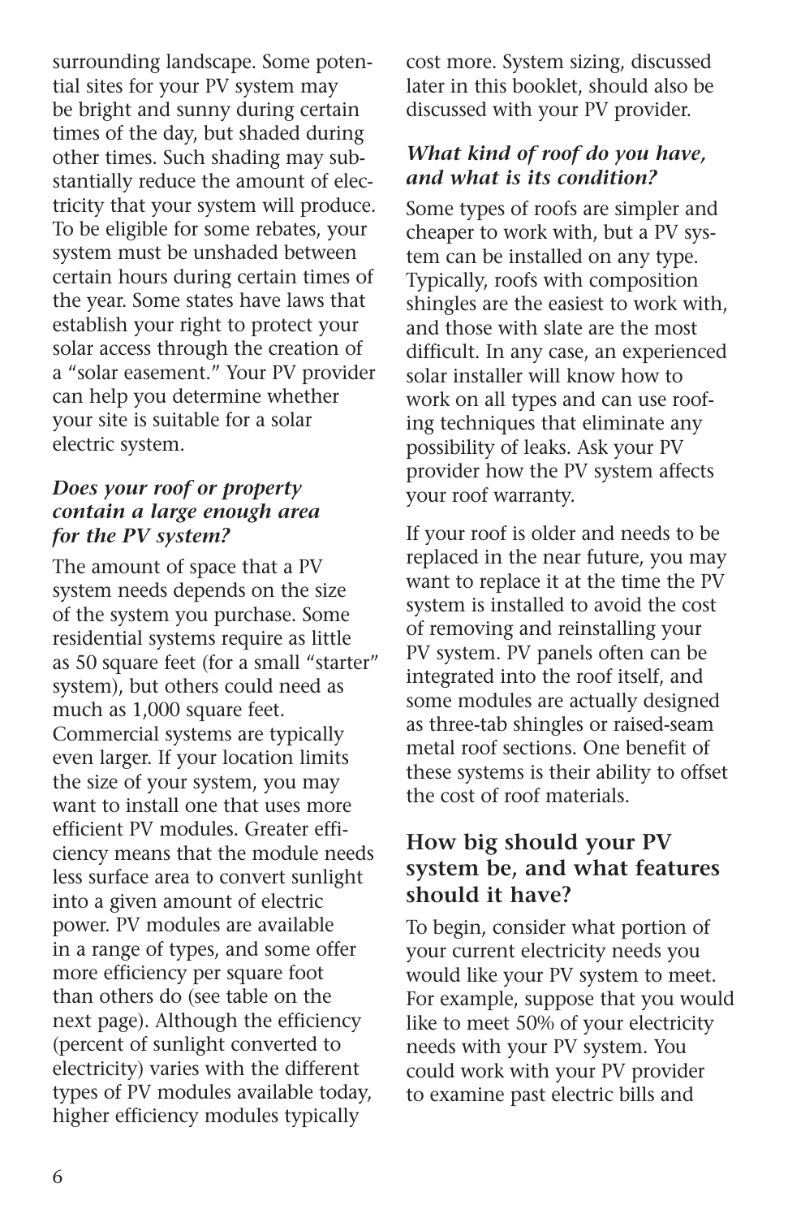surrounding landscape. Some potential sites for your PV system may be bright and sunny during certain times of the day, but shaded during other times. Such shading may substantially reduce the amount of electricity that your system will produce. To be eligible for some rebates, your system must be unshaded between certain hours during certain times of the year. Some states have laws that establish your right to protect your solar access through the creation of a "solar easement." Your PV provider can help you determine whether your site is suitable for a solar electric system.

### *Does your roof or property contain a large enough area for the PV system?*

The amount of space that a PV system needs depends on the size of the system you purchase. Some residential systems require as little as 50 square feet (for a small "starter" system), but others could need as much as 1,000 square feet. Commercial systems are typically even larger. If your location limits the size of your system, you may want to install one that uses more efficient PV modules. Greater efficiency means that the module needs less surface area to convert sunlight into a given amount of electric power. PV modules are available in a range of types, and some offer more efficiency per square foot than others do (see table on the next page). Although the efficiency (percent of sunlight converted to electricity) varies with the different types of PV modules available today, higher efficiency modules typically cost more. System sizing, discussed later in this booklet, should also be discussed with your PV provider.

### *What kind of roof do you have, and what is its condition?*

Some types of roofs are simpler and cheaper to work with, but a PV system can be installed on any type. Typically, roofs with composition shingles are the easiest to work with, and those with slate are the most difficult. In any case, an experienced solar installer will know how to work on all types and can use roofing techniques that eliminate any possibility of leaks. Ask your PV provider how the PV system affects your roof warranty.

If your roof is older and needs to be replaced in the near future, you may want to replace it at the time the PV system is installed to avoid the cost of removing and reinstalling your PV system. PV panels often can be integrated into the roof itself, and some modules are actually designed as three-tab shingles or raised-seam metal roof sections. One benefit of these systems is their ability to offset the cost of roof materials.

## How big should your PV system be, and what features should it have?

To begin, consider what portion of your current electricity needs you would like your PV system to meet. For example, suppose that you would like to meet 50% of your electricity needs with your PV system. You could work with your PV provider to examine past electric bills and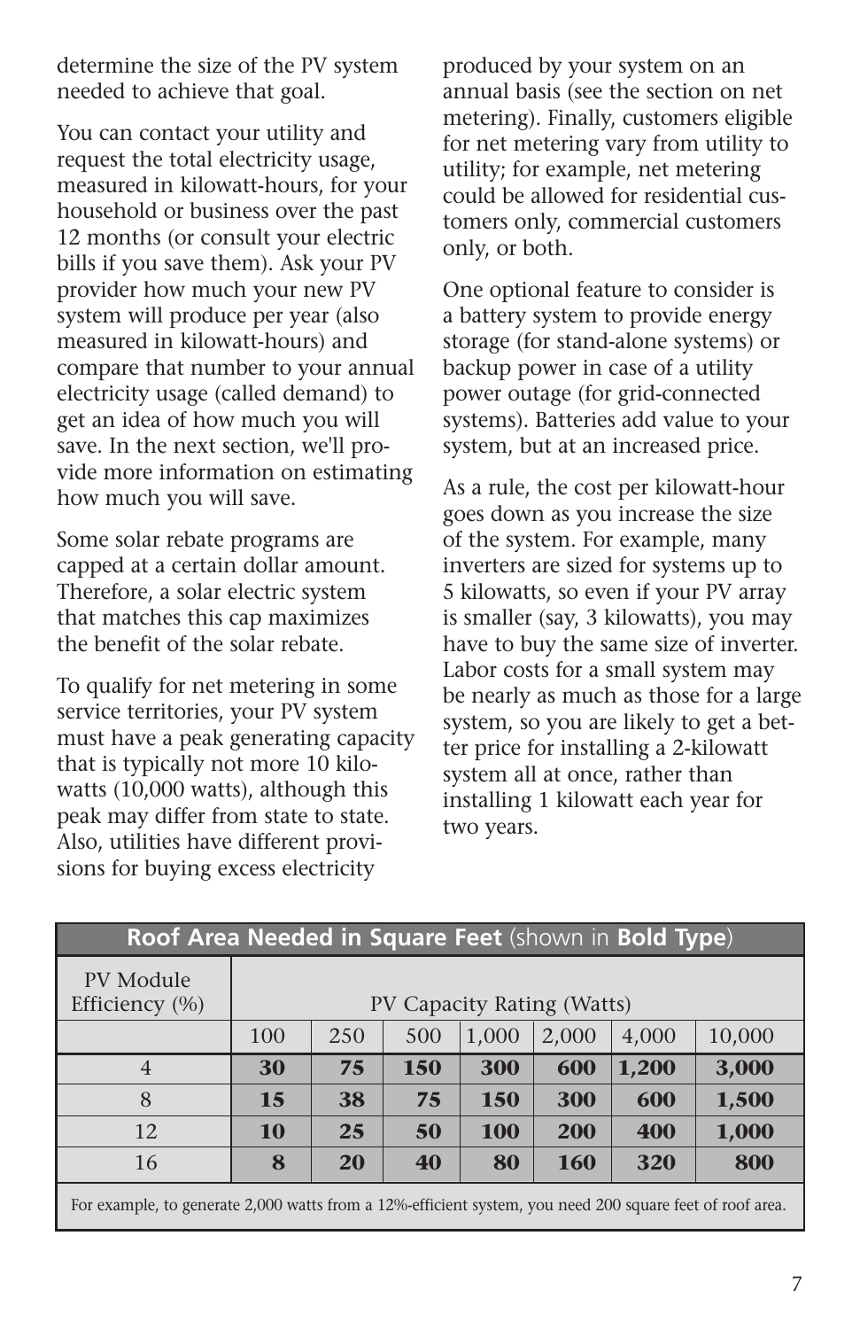determine the size of the PV system needed to achieve that goal.

You can contact your utility and request the total electricity usage, measured in kilowatt-hours, for your household or business over the past 12 months (or consult your electric bills if you save them). Ask your PV provider how much your new PV system will produce per year (also measured in kilowatt-hours) and compare that number to your annual electricity usage (called demand) to get an idea of how much you will save. In the next section, we'll provide more information on estimating how much you will save.

Some solar rebate programs are capped at a certain dollar amount. Therefore, a solar electric system that matches this cap maximizes the benefit of the solar rebate.

To qualify for net metering in some service territories, your PV system must have a peak generating capacity that is typically not more 10 kilowatts (10,000 watts), although this peak may differ from state to state. Also, utilities have different provisions for buying excess electricity produced by your system on an annual basis (see the section on net metering). Finally, customers eligible for net metering vary from utility to utility; for example, net metering could be allowed for residential customers only, commercial customers only, or both.

One optional feature to consider is a battery system to provide energy storage (for stand-alone systems) or backup power in case of a utility power outage (for grid-connected systems). Batteries add value to your system, but at an increased price.

As a rule, the cost per kilowatt-hour goes down as you increase the size of the system. For example, many inverters are sized for systems up to 5 kilowatts, so even if your PV array is smaller (say, 3 kilowatts), you may have to buy the same size of inverter. Labor costs for a small system may be nearly as much as those for a large system, so you are likely to get a better price for installing a 2-kilowatt system all at once, rather than installing 1 kilowatt each year for two years.

**Roof Area Needed in Square Feet** (shown in **Bold Type**)

| PV Module Efficiency (%) | PV Capacity Rating (Watts) | | | | | | |
|---|---|---|---|---|---|---|---|
| | 100 | 250 | 500 | 1,000 | 2,000 | 4,000 | 10,000 |
| 4 | **30** | **75** | **150** | **300** | **600** | **1,200** | **3,000** |
| 8 | **15** | **38** | **75** | **150** | **300** | **600** | **1,500** |
| 12 | **10** | **25** | **50** | **100** | **200** | **400** | **1,000** |
| 16 | **8** | **20** | **40** | **80** | **160** | **320** | **800** |

For example, to generate 2,000 watts from a 12%-efficient system, you need 200 square feet of roof area.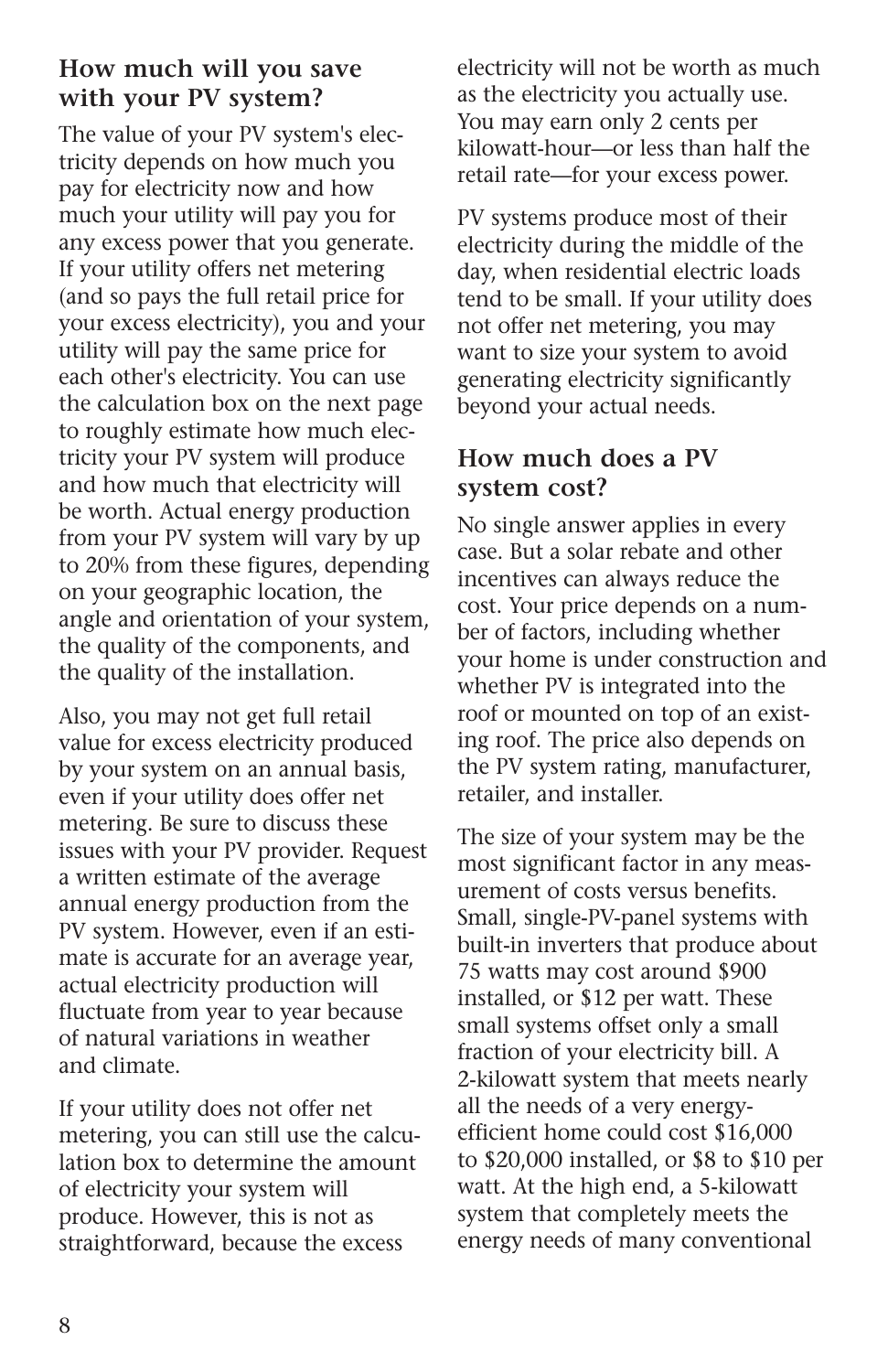## How much will you save with your PV system?

The value of your PV system's electricity depends on how much you pay for electricity now and how much your utility will pay you for any excess power that you generate. If your utility offers net metering (and so pays the full retail price for your excess electricity), you and your utility will pay the same price for each other's electricity. You can use the calculation box on the next page to roughly estimate how much electricity your PV system will produce and how much that electricity will be worth. Actual energy production from your PV system will vary by up to 20% from these figures, depending on your geographic location, the angle and orientation of your system, the quality of the components, and the quality of the installation.

Also, you may not get full retail value for excess electricity produced by your system on an annual basis, even if your utility does offer net metering. Be sure to discuss these issues with your PV provider. Request a written estimate of the average annual energy production from the PV system. However, even if an estimate is accurate for an average year, actual electricity production will fluctuate from year to year because of natural variations in weather and climate.

If your utility does not offer net metering, you can still use the calculation box to determine the amount of electricity your system will produce. However, this is not as straightforward, because the excess electricity will not be worth as much as the electricity you actually use. You may earn only 2 cents per kilowatt-hour—or less than half the retail rate—for your excess power.

PV systems produce most of their electricity during the middle of the day, when residential electric loads tend to be small. If your utility does not offer net metering, you may want to size your system to avoid generating electricity significantly beyond your actual needs.

## How much does a PV system cost?

No single answer applies in every case. But a solar rebate and other incentives can always reduce the cost. Your price depends on a number of factors, including whether your home is under construction and whether PV is integrated into the roof or mounted on top of an existing roof. The price also depends on the PV system rating, manufacturer, retailer, and installer.

The size of your system may be the most significant factor in any measurement of costs versus benefits. Small, single-PV-panel systems with built-in inverters that produce about 75 watts may cost around $900 installed, or $12 per watt. These small systems offset only a small fraction of your electricity bill. A 2-kilowatt system that meets nearly all the needs of a very energy-efficient home could cost $16,000 to $20,000 installed, or $8 to $10 per watt. At the high end, a 5-kilowatt system that completely meets the energy needs of many conventional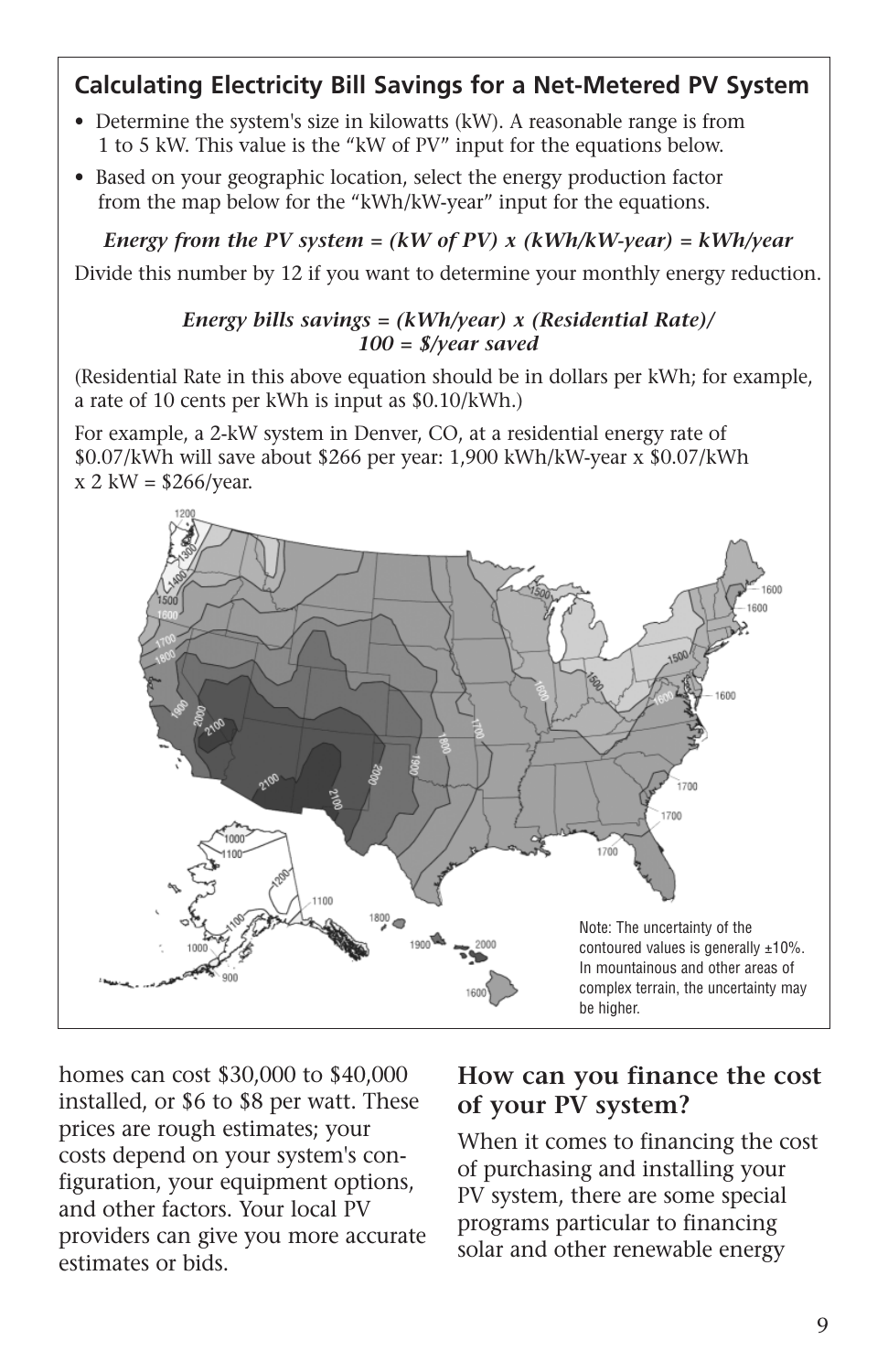## Calculating Electricity Bill Savings for a Net-Metered PV System

- Determine the system's size in kilowatts (kW). A reasonable range is from 1 to 5 kW. This value is the "kW of PV" input for the equations below.
- Based on your geographic location, select the energy production factor from the map below for the "kWh/kW-year" input for the equations.

***Energy from the PV system = (kW of PV) x (kWh/kW-year) = kWh/year***

Divide this number by 12 if you want to determine your monthly energy reduction.

***Energy bills savings = (kWh/year) x (Residential Rate)/ 100 = $/year saved***

(Residential Rate in this above equation should be in dollars per kWh; for example, a rate of 10 cents per kWh is input as $0.10/kWh.)

For example, a 2-kW system in Denver, CO, at a residential energy rate of $0.07/kWh will save about $266 per year: 1,900 kWh/kW-year x $0.07/kWh x 2 kW = $266/year.

Note: The uncertainty of the contoured values is generally ±10%. In mountainous and other areas of complex terrain, the uncertainty may be higher.

homes can cost $30,000 to $40,000 installed, or $6 to $8 per watt. These prices are rough estimates; your costs depend on your system's configuration, your equipment options, and other factors. Your local PV providers can give you more accurate estimates or bids.

## How can you finance the cost of your PV system?

When it comes to financing the cost of purchasing and installing your PV system, there are some special programs particular to financing solar and other renewable energy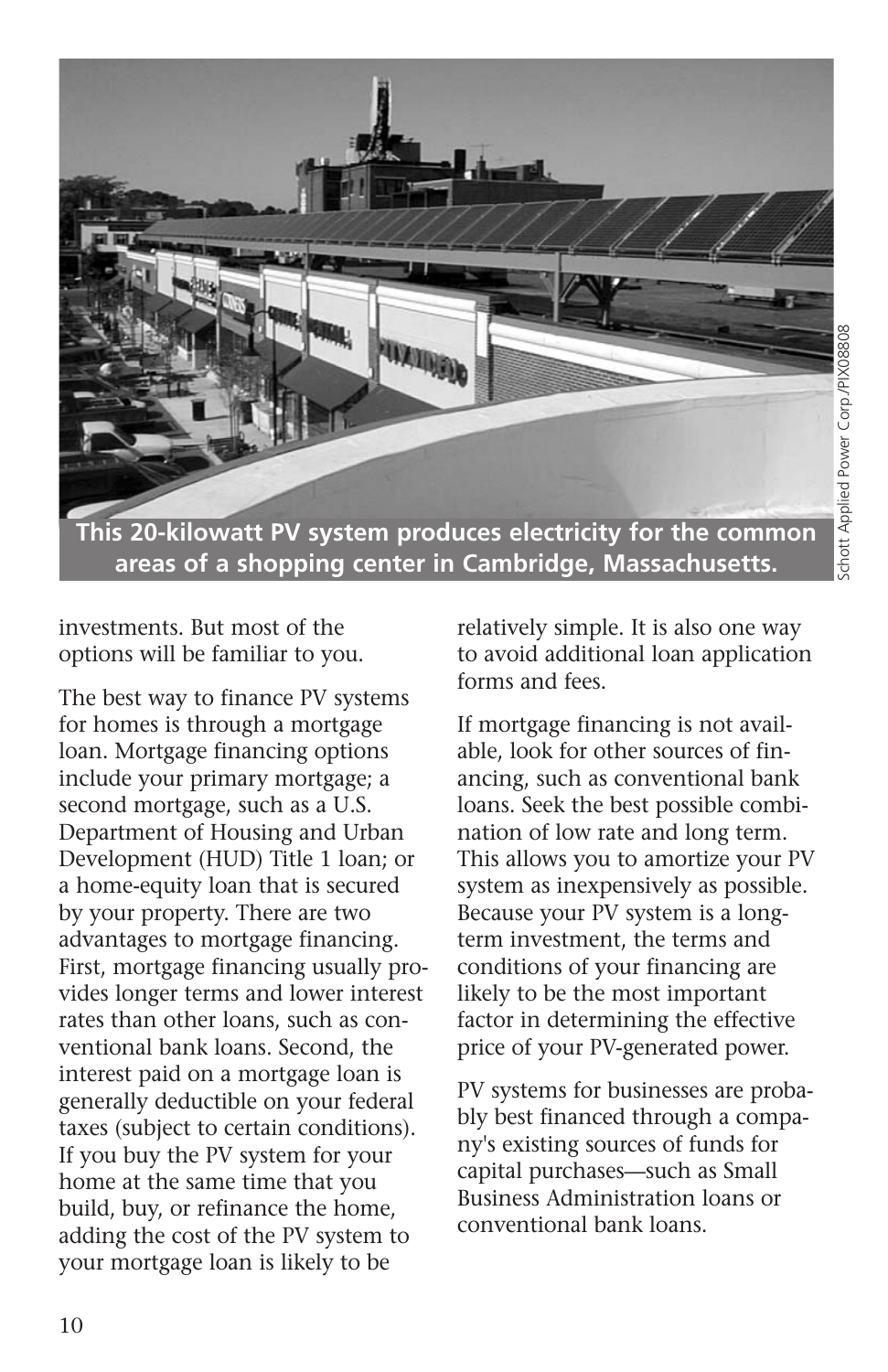This 20-kilowatt PV system produces electricity for the common areas of a shopping center in Cambridge, Massachusetts.

Schott Applied Power Corp./PIX08808

investments. But most of the options will be familiar to you.

The best way to finance PV systems for homes is through a mortgage loan. Mortgage financing options include your primary mortgage; a second mortgage, such as a U.S. Department of Housing and Urban Development (HUD) Title 1 loan; or a home-equity loan that is secured by your property. There are two advantages to mortgage financing. First, mortgage financing usually provides longer terms and lower interest rates than other loans, such as conventional bank loans. Second, the interest paid on a mortgage loan is generally deductible on your federal taxes (subject to certain conditions). If you buy the PV system for your home at the same time that you build, buy, or refinance the home, adding the cost of the PV system to your mortgage loan is likely to be relatively simple. It is also one way to avoid additional loan application forms and fees.

If mortgage financing is not available, look for other sources of financing, such as conventional bank loans. Seek the best possible combination of low rate and long term. This allows you to amortize your PV system as inexpensively as possible. Because your PV system is a long-term investment, the terms and conditions of your financing are likely to be the most important factor in determining the effective price of your PV-generated power.

PV systems for businesses are probably best financed through a company's existing sources of funds for capital purchases—such as Small Business Administration loans or conventional bank loans.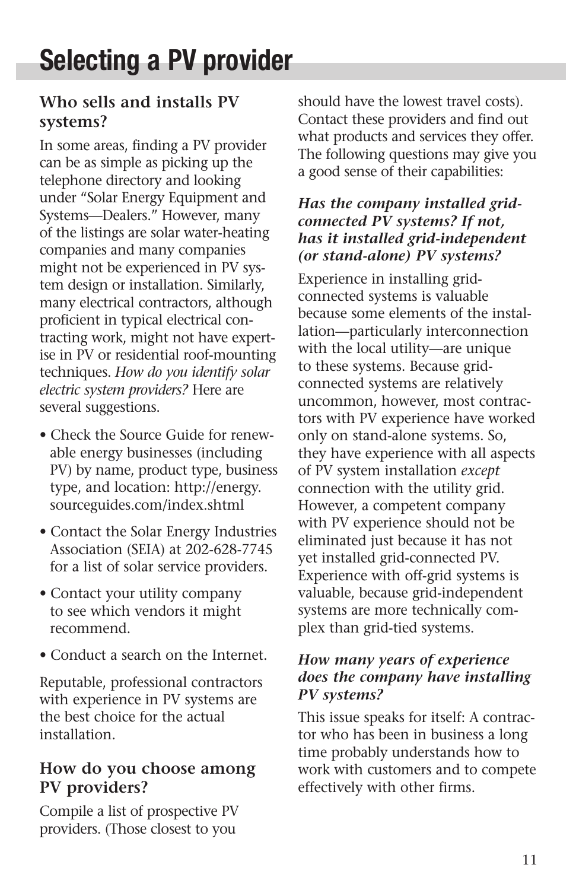# Selecting a PV provider

### Who sells and installs PV systems?

In some areas, finding a PV provider can be as simple as picking up the telephone directory and looking under "Solar Energy Equipment and Systems—Dealers." However, many of the listings are solar water-heating companies and many companies might not be experienced in PV system design or installation. Similarly, many electrical contractors, although proficient in typical electrical contracting work, might not have expertise in PV or residential roof-mounting techniques. *How do you identify solar electric system providers?* Here are several suggestions.

- Check the Source Guide for renewable energy businesses (including PV) by name, product type, business type, and location: http://energy.sourceguides.com/index.shtml
- Contact the Solar Energy Industries Association (SEIA) at 202-628-7745 for a list of solar service providers.
- Contact your utility company to see which vendors it might recommend.
- Conduct a search on the Internet.

Reputable, professional contractors with experience in PV systems are the best choice for the actual installation.

### How do you choose among PV providers?

Compile a list of prospective PV providers. (Those closest to you should have the lowest travel costs). Contact these providers and find out what products and services they offer. The following questions may give you a good sense of their capabilities:

***Has the company installed grid-connected PV systems? If not, has it installed grid-independent (or stand-alone) PV systems?***

Experience in installing grid-connected systems is valuable because some elements of the installation—particularly interconnection with the local utility—are unique to these systems. Because grid-connected systems are relatively uncommon, however, most contractors with PV experience have worked only on stand-alone systems. So, they have experience with all aspects of PV system installation *except* connection with the utility grid. However, a competent company with PV experience should not be eliminated just because it has not yet installed grid-connected PV. Experience with off-grid systems is valuable, because grid-independent systems are more technically complex than grid-tied systems.

***How many years of experience does the company have installing PV systems?***

This issue speaks for itself: A contractor who has been in business a long time probably understands how to work with customers and to compete effectively with other firms.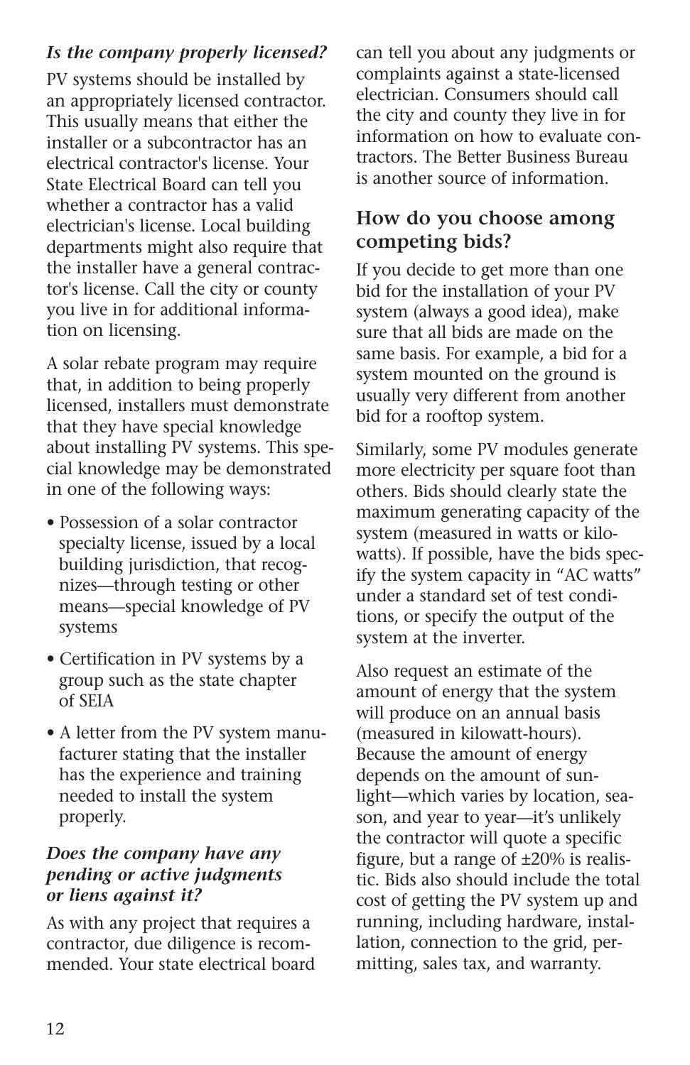*Is the company properly licensed?*

PV systems should be installed by an appropriately licensed contractor. This usually means that either the installer or a subcontractor has an electrical contractor's license. Your State Electrical Board can tell you whether a contractor has a valid electrician's license. Local building departments might also require that the installer have a general contractor's license. Call the city or county you live in for additional information on licensing.

A solar rebate program may require that, in addition to being properly licensed, installers must demonstrate that they have special knowledge about installing PV systems. This special knowledge may be demonstrated in one of the following ways:

- Possession of a solar contractor specialty license, issued by a local building jurisdiction, that recognizes—through testing or other means—special knowledge of PV systems
- Certification in PV systems by a group such as the state chapter of SEIA
- A letter from the PV system manufacturer stating that the installer has the experience and training needed to install the system properly.

*Does the company have any pending or active judgments or liens against it?*

As with any project that requires a contractor, due diligence is recommended. Your state electrical board can tell you about any judgments or complaints against a state-licensed electrician. Consumers should call the city and county they live in for information on how to evaluate contractors. The Better Business Bureau is another source of information.

## How do you choose among competing bids?

If you decide to get more than one bid for the installation of your PV system (always a good idea), make sure that all bids are made on the same basis. For example, a bid for a system mounted on the ground is usually very different from another bid for a rooftop system.

Similarly, some PV modules generate more electricity per square foot than others. Bids should clearly state the maximum generating capacity of the system (measured in watts or kilowatts). If possible, have the bids specify the system capacity in “AC watts” under a standard set of test conditions, or specify the output of the system at the inverter.

Also request an estimate of the amount of energy that the system will produce on an annual basis (measured in kilowatt-hours). Because the amount of energy depends on the amount of sunlight—which varies by location, season, and year to year—it’s unlikely the contractor will quote a specific figure, but a range of ±20% is realistic. Bids also should include the total cost of getting the PV system up and running, including hardware, installation, connection to the grid, permitting, sales tax, and warranty.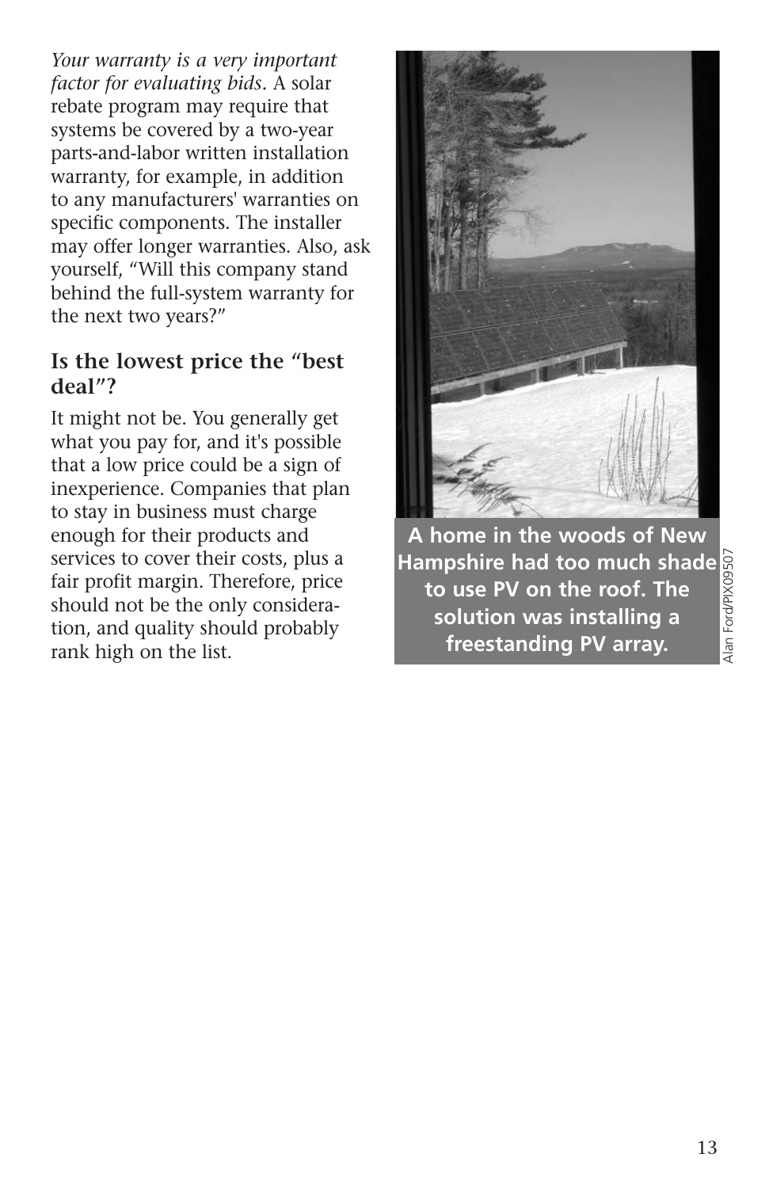*Your warranty is a very important factor for evaluating bids*. A solar rebate program may require that systems be covered by a two-year parts-and-labor written installation warranty, for example, in addition to any manufacturers' warranties on specific components. The installer may offer longer warranties. Also, ask yourself, "Will this company stand behind the full-system warranty for the next two years?"

### Is the lowest price the "best deal"?

It might not be. You generally get what you pay for, and it's possible that a low price could be a sign of inexperience. Companies that plan to stay in business must charge enough for their products and services to cover their costs, plus a fair profit margin. Therefore, price should not be the only consideration, and quality should probably rank high on the list.

**A home in the woods of New Hampshire had too much shade to use PV on the roof. The solution was installing a freestanding PV array.**

Alan Ford/PIX09507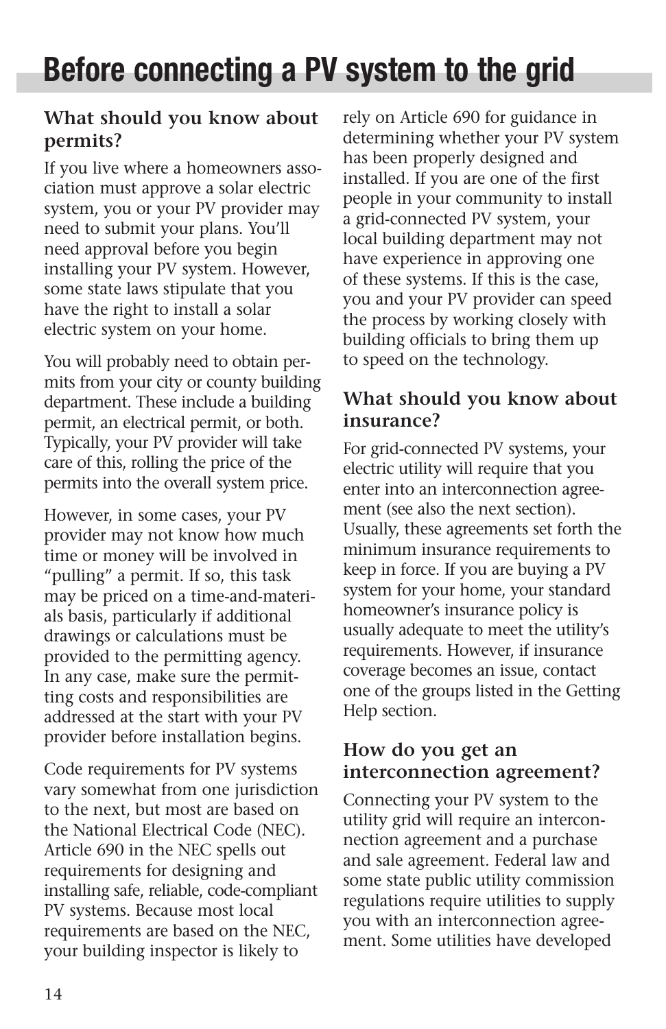# Before connecting a PV system to the grid

### What should you know about permits?

If you live where a homeowners association must approve a solar electric system, you or your PV provider may need to submit your plans. You'll need approval before you begin installing your PV system. However, some state laws stipulate that you have the right to install a solar electric system on your home.

You will probably need to obtain permits from your city or county building department. These include a building permit, an electrical permit, or both. Typically, your PV provider will take care of this, rolling the price of the permits into the overall system price.

However, in some cases, your PV provider may not know how much time or money will be involved in "pulling" a permit. If so, this task may be priced on a time-and-materials basis, particularly if additional drawings or calculations must be provided to the permitting agency. In any case, make sure the permitting costs and responsibilities are addressed at the start with your PV provider before installation begins.

Code requirements for PV systems vary somewhat from one jurisdiction to the next, but most are based on the National Electrical Code (NEC). Article 690 in the NEC spells out requirements for designing and installing safe, reliable, code-compliant PV systems. Because most local requirements are based on the NEC, your building inspector is likely to rely on Article 690 for guidance in determining whether your PV system has been properly designed and installed. If you are one of the first people in your community to install a grid-connected PV system, your local building department may not have experience in approving one of these systems. If this is the case, you and your PV provider can speed the process by working closely with building officials to bring them up to speed on the technology.

### What should you know about insurance?

For grid-connected PV systems, your electric utility will require that you enter into an interconnection agreement (see also the next section). Usually, these agreements set forth the minimum insurance requirements to keep in force. If you are buying a PV system for your home, your standard homeowner's insurance policy is usually adequate to meet the utility's requirements. However, if insurance coverage becomes an issue, contact one of the groups listed in the Getting Help section.

### How do you get an interconnection agreement?

Connecting your PV system to the utility grid will require an interconnection agreement and a purchase and sale agreement. Federal law and some state public utility commission regulations require utilities to supply you with an interconnection agreement. Some utilities have developed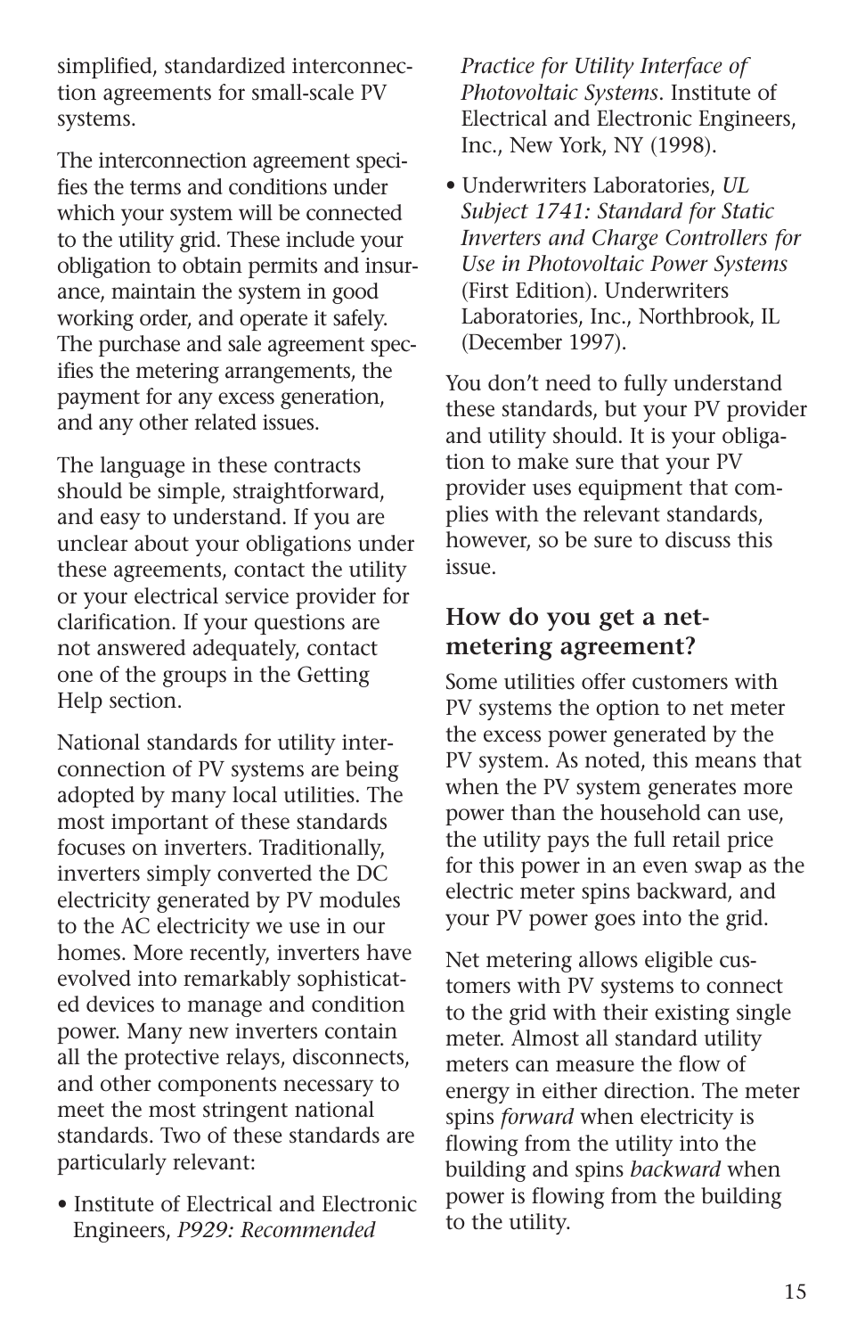simplified, standardized interconnection agreements for small-scale PV systems.

The interconnection agreement specifies the terms and conditions under which your system will be connected to the utility grid. These include your obligation to obtain permits and insurance, maintain the system in good working order, and operate it safely. The purchase and sale agreement specifies the metering arrangements, the payment for any excess generation, and any other related issues.

The language in these contracts should be simple, straightforward, and easy to understand. If you are unclear about your obligations under these agreements, contact the utility or your electrical service provider for clarification. If your questions are not answered adequately, contact one of the groups in the Getting Help section.

National standards for utility interconnection of PV systems are being adopted by many local utilities. The most important of these standards focuses on inverters. Traditionally, inverters simply converted the DC electricity generated by PV modules to the AC electricity we use in our homes. More recently, inverters have evolved into remarkably sophisticated devices to manage and condition power. Many new inverters contain all the protective relays, disconnects, and other components necessary to meet the most stringent national standards. Two of these standards are particularly relevant:

- Institute of Electrical and Electronic Engineers, *P929: Recommended Practice for Utility Interface of Photovoltaic Systems*. Institute of Electrical and Electronic Engineers, Inc., New York, NY (1998).
- Underwriters Laboratories, *UL Subject 1741: Standard for Static Inverters and Charge Controllers for Use in Photovoltaic Power Systems* (First Edition). Underwriters Laboratories, Inc., Northbrook, IL (December 1997).

You don't need to fully understand these standards, but your PV provider and utility should. It is your obligation to make sure that your PV provider uses equipment that complies with the relevant standards, however, so be sure to discuss this issue.

## How do you get a net-metering agreement?

Some utilities offer customers with PV systems the option to net meter the excess power generated by the PV system. As noted, this means that when the PV system generates more power than the household can use, the utility pays the full retail price for this power in an even swap as the electric meter spins backward, and your PV power goes into the grid.

Net metering allows eligible customers with PV systems to connect to the grid with their existing single meter. Almost all standard utility meters can measure the flow of energy in either direction. The meter spins *forward* when electricity is flowing from the utility into the building and spins *backward* when power is flowing from the building to the utility.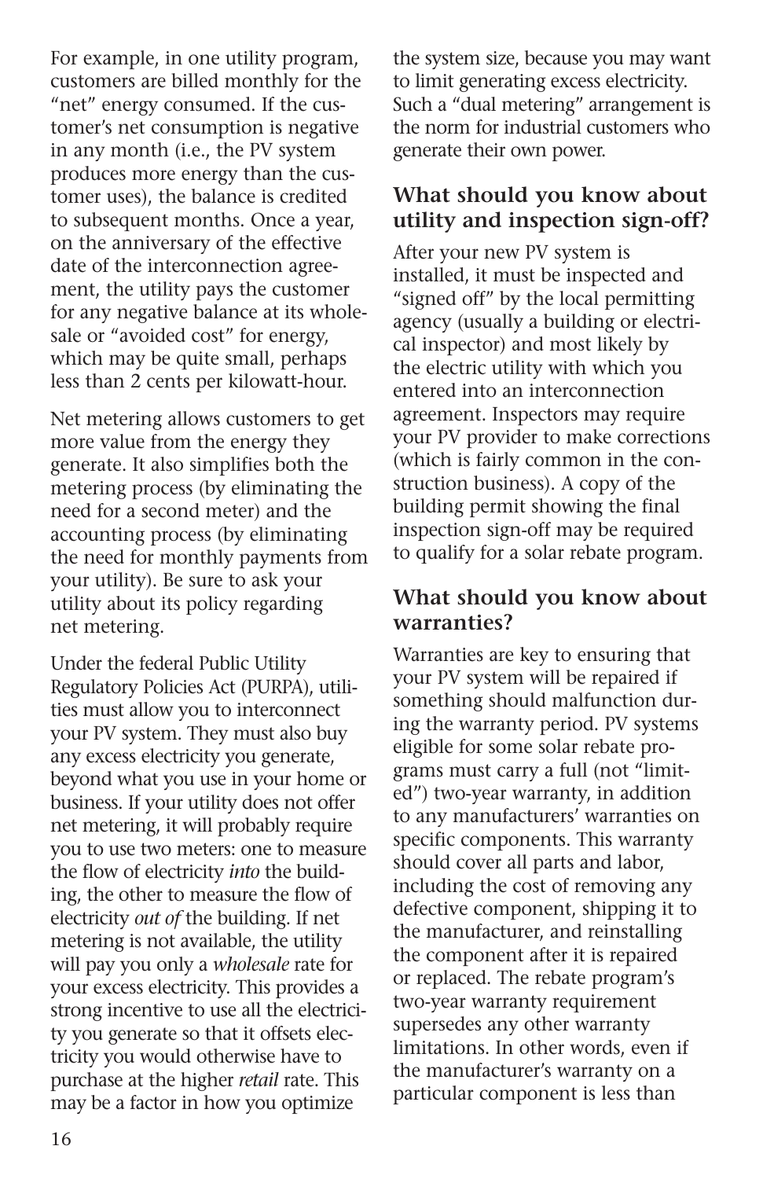For example, in one utility program, customers are billed monthly for the "net" energy consumed. If the customer's net consumption is negative in any month (i.e., the PV system produces more energy than the customer uses), the balance is credited to subsequent months. Once a year, on the anniversary of the effective date of the interconnection agreement, the utility pays the customer for any negative balance at its wholesale or "avoided cost" for energy, which may be quite small, perhaps less than 2 cents per kilowatt-hour.

Net metering allows customers to get more value from the energy they generate. It also simplifies both the metering process (by eliminating the need for a second meter) and the accounting process (by eliminating the need for monthly payments from your utility). Be sure to ask your utility about its policy regarding net metering.

Under the federal Public Utility Regulatory Policies Act (PURPA), utilities must allow you to interconnect your PV system. They must also buy any excess electricity you generate, beyond what you use in your home or business. If your utility does not offer net metering, it will probably require you to use two meters: one to measure the flow of electricity *into* the building, the other to measure the flow of electricity *out of* the building. If net metering is not available, the utility will pay you only a *wholesale* rate for your excess electricity. This provides a strong incentive to use all the electricity you generate so that it offsets electricity you would otherwise have to purchase at the higher *retail* rate. This may be a factor in how you optimize the system size, because you may want to limit generating excess electricity. Such a "dual metering" arrangement is the norm for industrial customers who generate their own power.

## What should you know about utility and inspection sign-off?

After your new PV system is installed, it must be inspected and "signed off" by the local permitting agency (usually a building or electrical inspector) and most likely by the electric utility with which you entered into an interconnection agreement. Inspectors may require your PV provider to make corrections (which is fairly common in the construction business). A copy of the building permit showing the final inspection sign-off may be required to qualify for a solar rebate program.

## What should you know about warranties?

Warranties are key to ensuring that your PV system will be repaired if something should malfunction during the warranty period. PV systems eligible for some solar rebate programs must carry a full (not "limited") two-year warranty, in addition to any manufacturers' warranties on specific components. This warranty should cover all parts and labor, including the cost of removing any defective component, shipping it to the manufacturer, and reinstalling the component after it is repaired or replaced. The rebate program's two-year warranty requirement supersedes any other warranty limitations. In other words, even if the manufacturer's warranty on a particular component is less than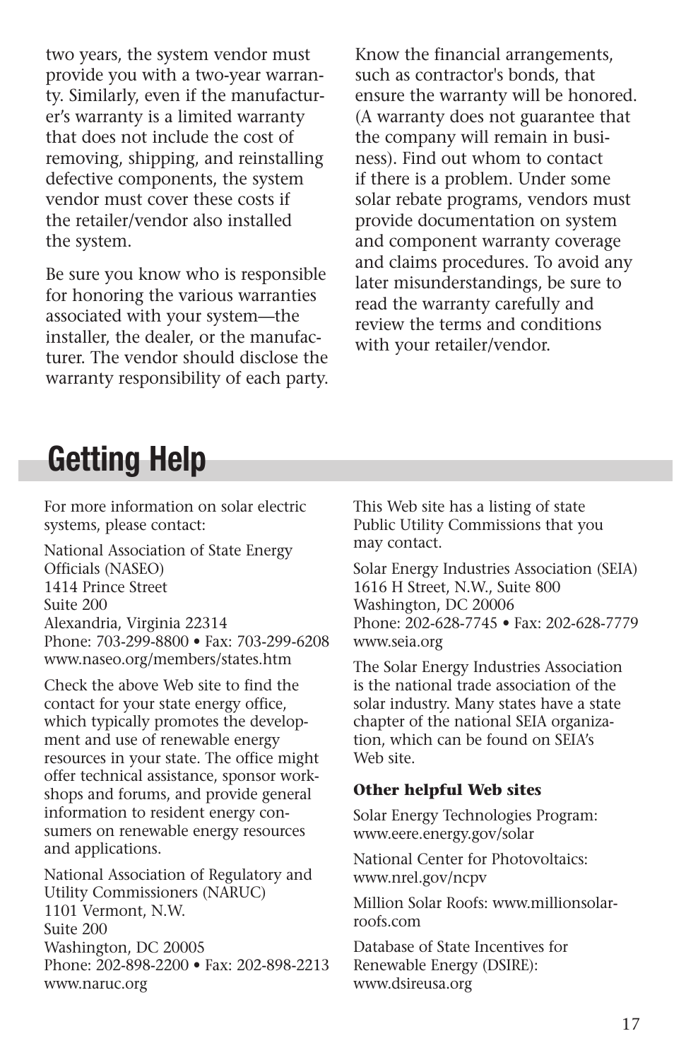two years, the system vendor must provide you with a two-year warranty. Similarly, even if the manufacturer's warranty is a limited warranty that does not include the cost of removing, shipping, and reinstalling defective components, the system vendor must cover these costs if the retailer/vendor also installed the system.

Be sure you know who is responsible for honoring the various warranties associated with your system—the installer, the dealer, or the manufacturer. The vendor should disclose the warranty responsibility of each party. Know the financial arrangements, such as contractor's bonds, that ensure the warranty will be honored. (A warranty does not guarantee that the company will remain in business). Find out whom to contact if there is a problem. Under some solar rebate programs, vendors must provide documentation on system and component warranty coverage and claims procedures. To avoid any later misunderstandings, be sure to read the warranty carefully and review the terms and conditions with your retailer/vendor.

# Getting Help

For more information on solar electric systems, please contact:

National Association of State Energy Officials (NASEO)
1414 Prince Street
Suite 200
Alexandria, Virginia 22314
Phone: 703-299-8800 • Fax: 703-299-6208
www.naseo.org/members/states.htm

Check the above Web site to find the contact for your state energy office, which typically promotes the development and use of renewable energy resources in your state. The office might offer technical assistance, sponsor workshops and forums, and provide general information to resident energy consumers on renewable energy resources and applications.

National Association of Regulatory and Utility Commissioners (NARUC)
1101 Vermont, N.W.
Suite 200
Washington, DC 20005
Phone: 202-898-2200 • Fax: 202-898-2213
www.naruc.org

This Web site has a listing of state Public Utility Commissions that you may contact.

Solar Energy Industries Association (SEIA)
1616 H Street, N.W., Suite 800
Washington, DC 20006
Phone: 202-628-7745 • Fax: 202-628-7779
www.seia.org

The Solar Energy Industries Association is the national trade association of the solar industry. Many states have a state chapter of the national SEIA organization, which can be found on SEIA's Web site.

**Other helpful Web sites**

Solar Energy Technologies Program: www.eere.energy.gov/solar

National Center for Photovoltaics: www.nrel.gov/ncpv

Million Solar Roofs: www.millionsolarroofs.com

Database of State Incentives for Renewable Energy (DSIRE): www.dsireusa.org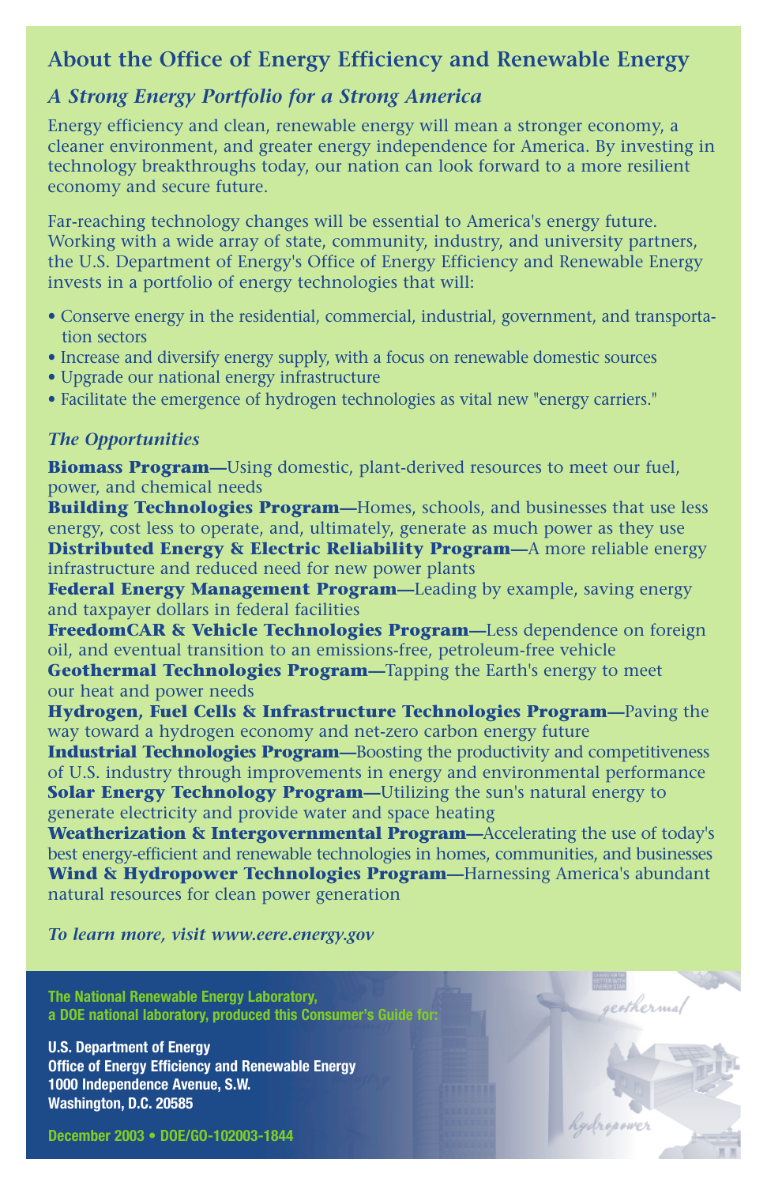## About the Office of Energy Efficiency and Renewable Energy

### *A Strong Energy Portfolio for a Strong America*

Energy efficiency and clean, renewable energy will mean a stronger economy, a cleaner environment, and greater energy independence for America. By investing in technology breakthroughs today, our nation can look forward to a more resilient economy and secure future.

Far-reaching technology changes will be essential to America's energy future. Working with a wide array of state, community, industry, and university partners, the U.S. Department of Energy's Office of Energy Efficiency and Renewable Energy invests in a portfolio of energy technologies that will:

- Conserve energy in the residential, commercial, industrial, government, and transportation sectors
- Increase and diversify energy supply, with a focus on renewable domestic sources
- Upgrade our national energy infrastructure
- Facilitate the emergence of hydrogen technologies as vital new "energy carriers."

### *The Opportunities*

**Biomass Program—**Using domestic, plant-derived resources to meet our fuel, power, and chemical needs

**Building Technologies Program—**Homes, schools, and businesses that use less energy, cost less to operate, and, ultimately, generate as much power as they use

**Distributed Energy & Electric Reliability Program—**A more reliable energy infrastructure and reduced need for new power plants

**Federal Energy Management Program—**Leading by example, saving energy and taxpayer dollars in federal facilities

**FreedomCAR & Vehicle Technologies Program—**Less dependence on foreign oil, and eventual transition to an emissions-free, petroleum-free vehicle

**Geothermal Technologies Program—**Tapping the Earth's energy to meet our heat and power needs

**Hydrogen, Fuel Cells & Infrastructure Technologies Program—**Paving the way toward a hydrogen economy and net-zero carbon energy future

**Industrial Technologies Program—**Boosting the productivity and competitiveness of U.S. industry through improvements in energy and environmental performance

**Solar Energy Technology Program—**Utilizing the sun's natural energy to generate electricity and provide water and space heating

**Weatherization & Intergovernmental Program—**Accelerating the use of today's best energy-efficient and renewable technologies in homes, communities, and businesses

**Wind & Hydropower Technologies Program—**Harnessing America's abundant natural resources for clean power generation

***To learn more, visit www.eere.energy.gov***

**The National Renewable Energy Laboratory, a DOE national laboratory, produced this Consumer's Guide for:**

**U.S. Department of Energy**
**Office of Energy Efficiency and Renewable Energy**
**1000 Independence Avenue, S.W.**
**Washington, D.C. 20585**

**December 2003 • DOE/GO-102003-1844**